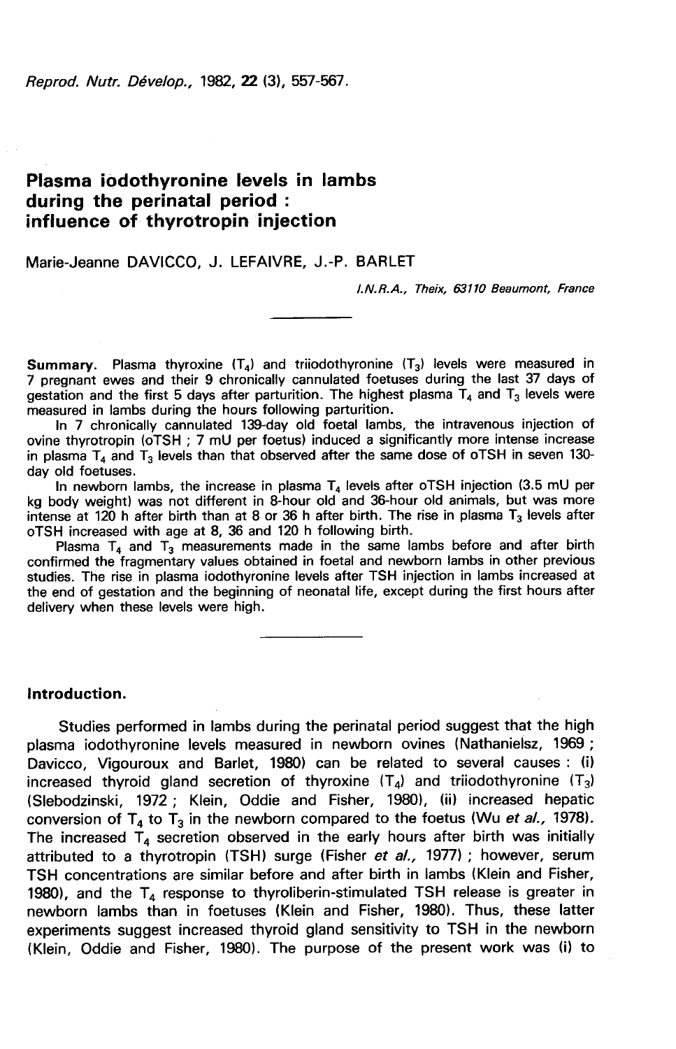# Plasma iodothyronine levels in lambs during the perinatal period : influence of thyrotropin injection

Marie-Jeanne DAVICCO, J. LEFAIVRE, J.-P. BARLET

*I.N.R.A., Theix, 63110 Beaumont, France*

**Summary.** Plasma thyroxine ($T_4$) and triiodothyronine ($T_3$) levels were measured in 7 pregnant ewes and their 9 chronically cannulated foetuses during the last 37 days of gestation and the first 5 days after parturition. The highest plasma $T_4$ and $T_3$ levels were measured in lambs during the hours following parturition.

In 7 chronically cannulated 139-day old foetal lambs, the intravenous injection of ovine thyrotropin (oTSH ; 7 mU per foetus) induced a significantly more intense increase in plasma $T_4$ and $T_3$ levels than that observed after the same dose of oTSH in seven 130-day old foetuses.

In newborn lambs, the increase in plasma $T_4$ levels after oTSH injection (3.5 mU per kg body weight) was not different in 8-hour old and 36-hour old animals, but was more intense at 120 h after birth than at 8 or 36 h after birth. The rise in plasma $T_3$ levels after oTSH increased with age at 8, 36 and 120 h following birth.

Plasma $T_4$ and $T_3$ measurements made in the same lambs before and after birth confirmed the fragmentary values obtained in foetal and newborn lambs in other previous studies. The rise in plasma iodothyronine levels after TSH injection in lambs increased at the end of gestation and the beginning of neonatal life, except during the first hours after delivery when these levels were high.

## Introduction.

Studies performed in lambs during the perinatal period suggest that the high plasma iodothyronine levels measured in newborn ovines (Nathanielsz, 1969 ; Davicco, Vigouroux and Barlet, 1980) can be related to several causes : (i) increased thyroid gland secretion of thyroxine ($T_4$) and triiodothyronine ($T_3$) (Slebodzinski, 1972 ; Klein, Oddie and Fisher, 1980), (ii) increased hepatic conversion of $T_4$ to $T_3$ in the newborn compared to the foetus (Wu *et al.*, 1978). The increased $T_4$ secretion observed in the early hours after birth was initially attributed to a thyrotropin (TSH) surge (Fisher *et al.*, 1977) ; however, serum TSH concentrations are similar before and after birth in lambs (Klein and Fisher, 1980), and the $T_4$ response to thyroliberin-stimulated TSH release is greater in newborn lambs than in foetuses (Klein and Fisher, 1980). Thus, these latter experiments suggest increased thyroid gland sensitivity to TSH in the newborn (Klein, Oddie and Fisher, 1980). The purpose of the present work was (i) to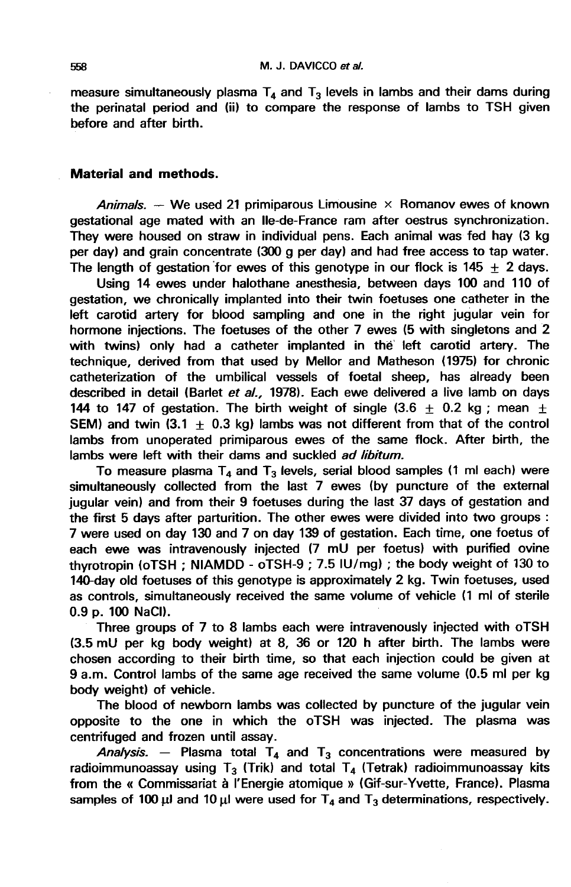measure simultaneously plasma $T_4$ and $T_3$ levels in lambs and their dams during the perinatal period and (ii) to compare the response of lambs to TSH given before and after birth.

## Material and methods.

*Animals.* — We used 21 primiparous Limousine × Romanov ewes of known gestational age mated with an Ile-de-France ram after oestrus synchronization. They were housed on straw in individual pens. Each animal was fed hay (3 kg per day) and grain concentrate (300 g per day) and had free access to tap water. The length of gestation for ewes of this genotype in our flock is 145 ± 2 days.

Using 14 ewes under halothane anesthesia, between days 100 and 110 of gestation, we chronically implanted into their twin foetuses one catheter in the left carotid artery for blood sampling and one in the right jugular vein for hormone injections. The foetuses of the other 7 ewes (5 with singletons and 2 with twins) only had a catheter implanted in the left carotid artery. The technique, derived from that used by Mellor and Matheson (1975) for chronic catheterization of the umbilical vessels of foetal sheep, has already been described in detail (Barlet *et al.,* 1978). Each ewe delivered a live lamb on days 144 to 147 of gestation. The birth weight of single (3.6 ± 0.2 kg ; mean ± SEM) and twin (3.1 ± 0.3 kg) lambs was not different from that of the control lambs from unoperated primiparous ewes of the same flock. After birth, the lambs were left with their dams and suckled *ad libitum.*

To measure plasma $T_4$ and $T_3$ levels, serial blood samples (1 ml each) were simultaneously collected from the last 7 ewes (by puncture of the external jugular vein) and from their 9 foetuses during the last 37 days of gestation and the first 5 days after parturition. The other ewes were divided into two groups : 7 were used on day 130 and 7 on day 139 of gestation. Each time, one foetus of each ewe was intravenously injected (7 mU per foetus) with purified ovine thyrotropin (oTSH ; NIAMDD - oTSH-9 ; 7.5 IU/mg) ; the body weight of 130 to 140-day old foetuses of this genotype is approximately 2 kg. Twin foetuses, used as controls, simultaneously received the same volume of vehicle (1 ml of sterile 0.9 p. 100 NaCl).

Three groups of 7 to 8 lambs each were intravenously injected with oTSH (3.5 mU per kg body weight) at 8, 36 or 120 h after birth. The lambs were chosen according to their birth time, so that each injection could be given at 9 a.m. Control lambs of the same age received the same volume (0.5 ml per kg body weight) of vehicle.

The blood of newborn lambs was collected by puncture of the jugular vein opposite to the one in which the oTSH was injected. The plasma was centrifuged and frozen until assay.

*Analysis.* — Plasma total $T_4$ and $T_3$ concentrations were measured by radioimmunoassay using $T_3$ (Trik) and total $T_4$ (Tetrak) radioimmunoassay kits from the « Commissariat à l'Energie atomique » (Gif-sur-Yvette, France). Plasma samples of 100 µl and 10 µl were used for $T_4$ and $T_3$ determinations, respectively.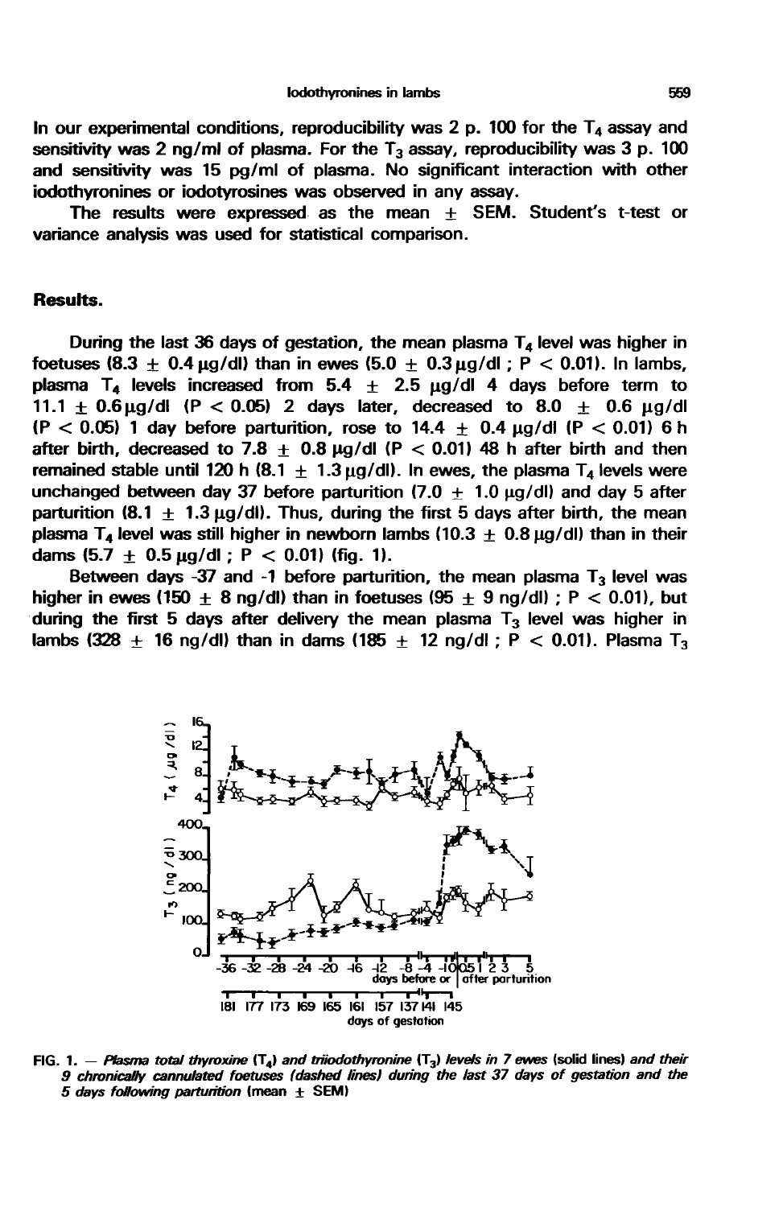In our experimental conditions, reproducibility was 2 p. 100 for the $T_4$ assay and sensitivity was 2 ng/ml of plasma. For the $T_3$ assay, reproducibility was 3 p. 100 and sensitivity was 15 pg/ml of plasma. No significant interaction with other iodothyronines or iodotyrosines was observed in any assay.

The results were expressed as the mean $\pm$ SEM. Student's t-test or variance analysis was used for statistical comparison.

## Results.

During the last 36 days of gestation, the mean plasma $T_4$ level was higher in foetuses ($8.3 \pm 0.4$ µg/dl) than in ewes ($5.0 \pm 0.3$ µg/dl ; $P < 0.01$). In lambs, plasma $T_4$ levels increased from $5.4 \pm 2.5$ µg/dl 4 days before term to $11.1 \pm 0.6$ µg/dl ($P < 0.05$) 2 days later, decreased to $8.0 \pm 0.6$ µg/dl ($P < 0.05$) 1 day before parturition, rose to $14.4 \pm 0.4$ µg/dl ($P < 0.01$) 6 h after birth, decreased to $7.8 \pm 0.8$ µg/dl ($P < 0.01$) 48 h after birth and then remained stable until 120 h ($8.1 \pm 1.3$ µg/dl). In ewes, the plasma $T_4$ levels were unchanged between day 37 before parturition ($7.0 \pm 1.0$ µg/dl) and day 5 after parturition ($8.1 \pm 1.3$ µg/dl). Thus, during the first 5 days after birth, the mean plasma $T_4$ level was still higher in newborn lambs ($10.3 \pm 0.8$ µg/dl) than in their dams ($5.7 \pm 0.5$ µg/dl ; $P < 0.01$) (fig. 1).

Between days -37 and -1 before parturition, the mean plasma $T_3$ level was higher in ewes ($150 \pm 8$ ng/dl) than in foetuses ($95 \pm 9$ ng/dl) ; $P < 0.01$), but during the first 5 days after delivery the mean plasma $T_3$ level was higher in lambs ($328 \pm 16$ ng/dl) than in dams ($185 \pm 12$ ng/dl ; $P < 0.01$). Plasma $T_3$

FIG. 1. — *Plasma total thyroxine* ($T_4$) *and triiodothyronine* ($T_3$) *levels in 7 ewes* (solid lines) *and their 9 chronically cannulated foetuses (dashed lines) during the last 37 days of gestation and the 5 days following parturition* (mean $\pm$ SEM)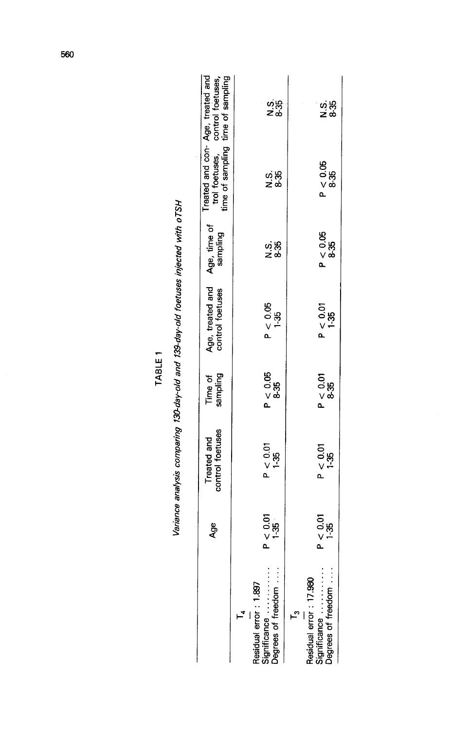TABLE 1

*Variance analysis comparing 130-day-old and 139-day-old foetuses injected with oTSH*

| | Age | Treated and control foetuses | Time of sampling | Age, treated and control foetuses | Age, time of sampling | Treated and control foetuses, time of sampling | Age, treated and control foetuses, time of sampling |
|---|---|---|---|---|---|---|---|
| $T_4$ | | | | | | | |
| Residual error : 1.897 | | | | | | | |
| Significance ........... | $P < 0.01$ | $P < 0.01$ | $P < 0.05$ | $P < 0.05$ | N.S. | N.S. | N.S. |
| Degrees of freedom .... | 1-35 | 1-35 | 8-35 | 1-35 | 8-35 | 8-35 | 8-35 |
| $T_3$ | | | | | | | |
| Residual error : 17.980 | | | | | | | |
| Significance ........... | $P < 0.01$ | $P < 0.01$ | $P < 0.01$ | $P < 0.01$ | $P < 0.05$ | $P < 0.05$ | N.S. |
| Degrees of freedom .... | 1-35 | 1-35 | 8-35 | 1-35 | 8-35 | 8-35 | 8-35 |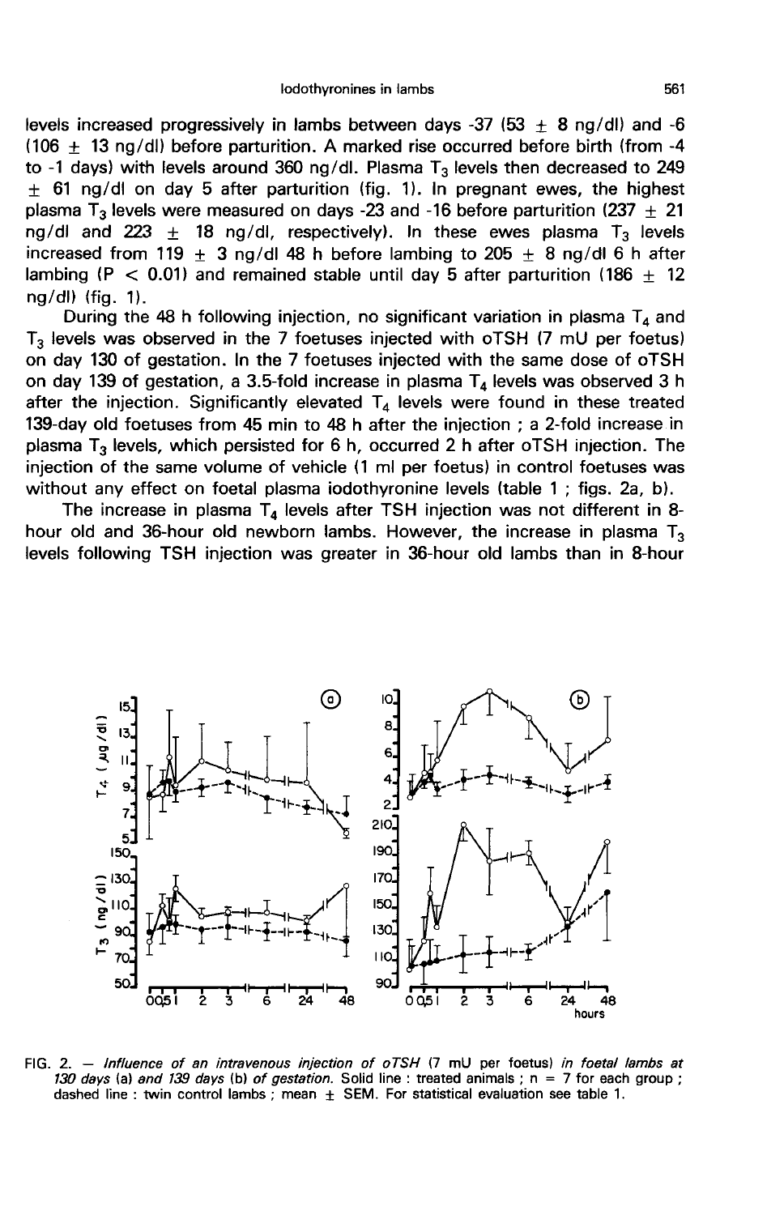levels increased progressively in lambs between days -37 (53 ± 8 ng/dl) and -6 (106 ± 13 ng/dl) before parturition. A marked rise occurred before birth (from -4 to -1 days) with levels around 360 ng/dl. Plasma $T_3$ levels then decreased to 249 ± 61 ng/dl on day 5 after parturition (fig. 1). In pregnant ewes, the highest plasma $T_3$ levels were measured on days -23 and -16 before parturition (237 ± 21 ng/dl and 223 ± 18 ng/dl, respectively). In these ewes plasma $T_3$ levels increased from 119 ± 3 ng/dl 48 h before lambing to 205 ± 8 ng/dl 6 h after lambing ($P < 0.01$) and remained stable until day 5 after parturition (186 ± 12 ng/dl) (fig. 1).

During the 48 h following injection, no significant variation in plasma $T_4$ and $T_3$ levels was observed in the 7 foetuses injected with oTSH (7 mU per foetus) on day 130 of gestation. In the 7 foetuses injected with the same dose of oTSH on day 139 of gestation, a 3.5-fold increase in plasma $T_4$ levels was observed 3 h after the injection. Significantly elevated $T_4$ levels were found in these treated 139-day old foetuses from 45 min to 48 h after the injection ; a 2-fold increase in plasma $T_3$ levels, which persisted for 6 h, occurred 2 h after oTSH injection. The injection of the same volume of vehicle (1 ml per foetus) in control foetuses was without any effect on foetal plasma iodothyronine levels (table 1 ; figs. 2a, b).

The increase in plasma $T_4$ levels after TSH injection was not different in 8-hour old and 36-hour old newborn lambs. However, the increase in plasma $T_3$ levels following TSH injection was greater in 36-hour old lambs than in 8-hour

FIG. 2. — *Influence of an intravenous injection of oTSH* (7 mU per foetus) *in foetal lambs at 130 days* (a) *and 139 days* (b) *of gestation.* Solid line : treated animals ; n = 7 for each group ; dashed line : twin control lambs ; mean ± SEM. For statistical evaluation see table 1.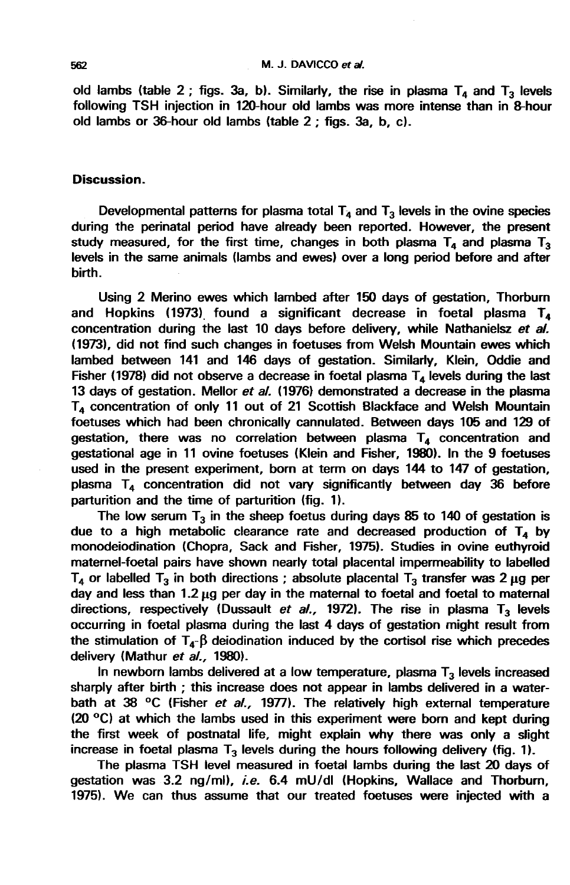old lambs (table 2 ; figs. 3a, b). Similarly, the rise in plasma $T_4$ and $T_3$ levels following TSH injection in 120-hour old lambs was more intense than in 8-hour old lambs or 36-hour old lambs (table 2 ; figs. 3a, b, c).

## Discussion.

Developmental patterns for plasma total $T_4$ and $T_3$ levels in the ovine species during the perinatal period have already been reported. However, the present study measured, for the first time, changes in both plasma $T_4$ and plasma $T_3$ levels in the same animals (lambs and ewes) over a long period before and after birth.

Using 2 Merino ewes which lambed after 150 days of gestation, Thorburn and Hopkins (1973) found a significant decrease in foetal plasma $T_4$ concentration during the last 10 days before delivery, while Nathanielsz *et al.* (1973), did not find such changes in foetuses from Welsh Mountain ewes which lambed between 141 and 146 days of gestation. Similarly, Klein, Oddie and Fisher (1978) did not observe a decrease in foetal plasma $T_4$ levels during the last 13 days of gestation. Mellor *et al.* (1976) demonstrated a decrease in the plasma $T_4$ concentration of only 11 out of 21 Scottish Blackface and Welsh Mountain foetuses which had been chronically cannulated. Between days 105 and 129 of gestation, there was no correlation between plasma $T_4$ concentration and gestational age in 11 ovine foetuses (Klein and Fisher, 1980). In the 9 foetuses used in the present experiment, born at term on days 144 to 147 of gestation, plasma $T_4$ concentration did not vary significantly between day 36 before parturition and the time of parturition (fig. 1).

The low serum $T_3$ in the sheep foetus during days 85 to 140 of gestation is due to a high metabolic clearance rate and decreased production of $T_4$ by monodeiodination (Chopra, Sack and Fisher, 1975). Studies in ovine euthyroid maternel-foetal pairs have shown nearly total placental impermeability to labelled $T_4$ or labelled $T_3$ in both directions ; absolute placental $T_3$ transfer was 2 µg per day and less than 1.2 µg per day in the maternal to foetal and foetal to maternal directions, respectively (Dussault *et al.,* 1972). The rise in plasma $T_3$ levels occurring in foetal plasma during the last 4 days of gestation might result from the stimulation of $T_4$-$\beta$ deiodination induced by the cortisol rise which precedes delivery (Mathur *et al.,* 1980).

In newborn lambs delivered at a low temperature, plasma $T_3$ levels increased sharply after birth ; this increase does not appear in lambs delivered in a water-bath at 38 °C (Fisher *et al.,* 1977). The relatively high external temperature (20 °C) at which the lambs used in this experiment were born and kept during the first week of postnatal life, might explain why there was only a slight increase in foetal plasma $T_3$ levels during the hours following delivery (fig. 1).

The plasma TSH level measured in foetal lambs during the last 20 days of gestation was 3.2 ng/ml), *i.e.* 6.4 mU/dl (Hopkins, Wallace and Thorburn, 1975). We can thus assume that our treated foetuses were injected with a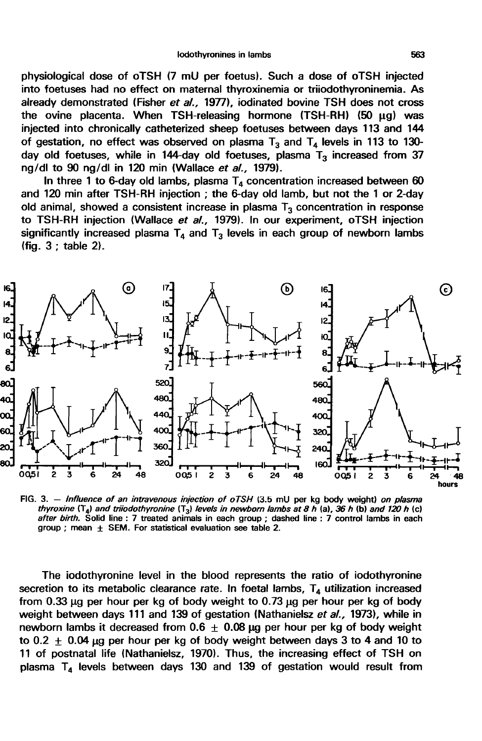physiological dose of oTSH (7 mU per foetus). Such a dose of oTSH injected into foetuses had no effect on maternal thyroxinemia or triiodothyroninemia. As already demonstrated (Fisher *et al.*, 1977), iodinated bovine TSH does not cross the ovine placenta. When TSH-releasing hormone (TSH-RH) (50 µg) was injected into chronically catheterized sheep foetuses between days 113 and 144 of gestation, no effect was observed on plasma $T_3$ and $T_4$ levels in 113 to 130-day old foetuses, while in 144-day old foetuses, plasma $T_3$ increased from 37 ng/dl to 90 ng/dl in 120 min (Wallace *et al.*, 1979).

In three 1 to 6-day old lambs, plasma $T_4$ concentration increased between 60 and 120 min after TSH-RH injection ; the 6-day old lamb, but not the 1 or 2-day old animal, showed a consistent increase in plasma $T_3$ concentration in response to TSH-RH injection (Wallace *et al.*, 1979). In our experiment, oTSH injection significantly increased plasma $T_4$ and $T_3$ levels in each group of newborn lambs (fig. 3 ; table 2).

FIG. 3. — *Influence of an intravenous injection of oTSH* (3.5 mU per kg body weight) *on plasma thyroxine* ($T_4$) *and triiodothyronine* ($T_3$) *levels in newborn lambs at 8 h* (a), *36 h* (b) *and 120 h* (c) *after birth.* Solid line : 7 treated animals in each group ; dashed line : 7 control lambs in each group ; mean ± SEM. For statistical evaluation see table 2.

The iodothyronine level in the blood represents the ratio of iodothyronine secretion to its metabolic clearance rate. In foetal lambs, $T_4$ utilization increased from 0.33 µg per hour per kg of body weight to 0.73 µg per hour per kg of body weight between days 111 and 139 of gestation (Nathanielsz *et al.*, 1973), while in newborn lambs it decreased from 0.6 ± 0.08 µg per hour per kg of body weight to 0.2 ± 0.04 µg per hour per kg of body weight between days 3 to 4 and 10 to 11 of postnatal life (Nathanielsz, 1970). Thus, the increasing effect of TSH on plasma $T_4$ levels between days 130 and 139 of gestation would result from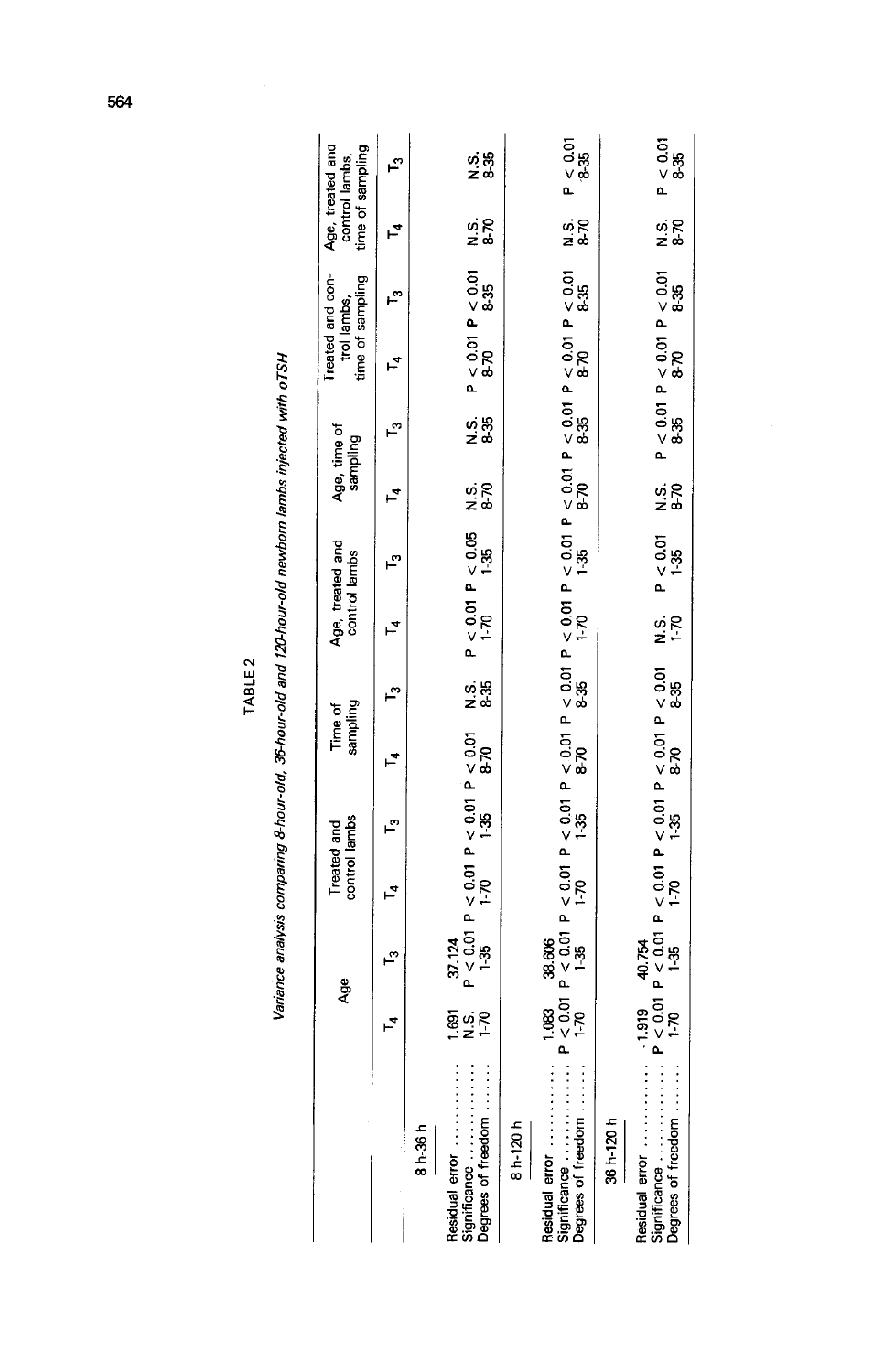TABLE 2

*Variance analysis comparing 8-hour-old, 36-hour-old and 120-hour-old newborn lambs injected with oTSH*

| | Age | | Treated and control lambs | | Time of sampling | | Age, treated and control lambs | | Age, time of sampling | | Treated and control lambs, time of sampling | | Age, treated and control lambs, time of sampling | |
|---|---|---|---|---|---|---|---|---|---|---|---|---|---|---|
| | $T_4$ | $T_3$ | $T_4$ | $T_3$ | $T_4$ | $T_3$ | $T_4$ | $T_3$ | $T_4$ | $T_3$ | $T_4$ | $T_3$ | $T_4$ | $T_3$ |
| **8 h-36 h** | | | | | | | | | | | | | | |
| Residual error | 1.691 | 37.124 | | | | | | | | | | | | |
| Significance | N.S. | $P < 0.01$ | $P < 0.01$ | $P < 0.01$ | $P < 0.01$ | N.S. | $P < 0.01$ | $P < 0.05$ | N.S. | N.S. | $P < 0.01$ | $P < 0.01$ | N.S. | N.S. |
| Degrees of freedom | 1-70 | 1-35 | 1-70 | 1-35 | 8-70 | 8-35 | 1-70 | 1-35 | 8-70 | 8-35 | 8-70 | 8-35 | 8-70 | 8-35 |
| **8 h-120 h** | | | | | | | | | | | | | | |
| Residual error | 1.083 | 38.606 | | | | | | | | | | | | |
| Significance | $P < 0.01$ | $P < 0.01$ | $P < 0.01$ | $P < 0.01$ | $P < 0.01$ | $P < 0.01$ | $P < 0.01$ | $P < 0.01$ | $P < 0.01$ | $P < 0.01$ | $P < 0.01$ | $P < 0.01$ | N.S. | $P < 0.01$ |
| Degrees of freedom | 1-70 | 1-35 | 1-70 | 1-35 | 8-70 | 8-35 | 1-70 | 1-35 | 8-70 | 8-35 | 8-70 | 8-35 | 8-70 | 8-35 |
| **36 h-120 h** | | | | | | | | | | | | | | |
| Residual error | 1.919 | 40.754 | | | | | | | | | | | | |
| Significance | $P < 0.01$ | $P < 0.01$ | $P < 0.01$ | $P < 0.01$ | $P < 0.01$ | $P < 0.01$ | N.S. | $P < 0.01$ | N.S. | $P < 0.01$ | $P < 0.01$ | $P < 0.01$ | N.S. | $P < 0.01$ |
| Degrees of freedom | 1-70 | 1-35 | 1-70 | 1-35 | 8-70 | 8-35 | 1-70 | 1-35 | 8-70 | 8-35 | 8-70 | 8-35 | 8-70 | 8-35 |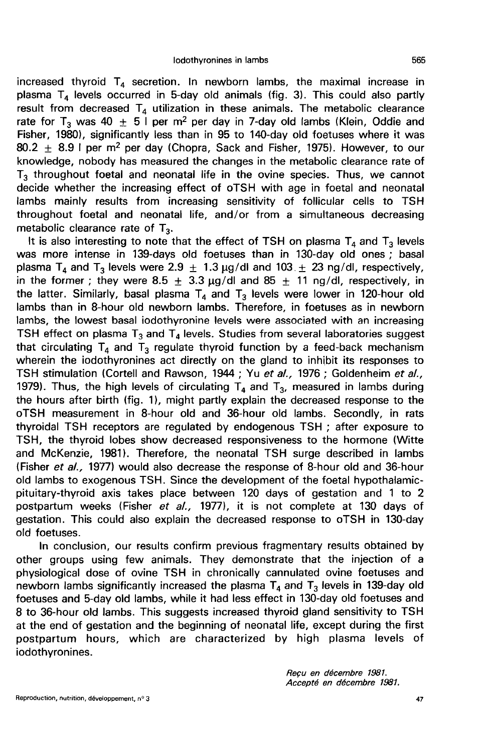increased thyroid $T_4$ secretion. In newborn lambs, the maximal increase in plasma $T_4$ levels occurred in 5-day old animals (fig. 3). This could also partly result from decreased $T_4$ utilization in these animals. The metabolic clearance rate for $T_3$ was $40 \pm 5$ l per $m^2$ per day in 7-day old lambs (Klein, Oddie and Fisher, 1980), significantly less than in 95 to 140-day old foetuses where it was $80.2 \pm 8.9$ l per $m^2$ per day (Chopra, Sack and Fisher, 1975). However, to our knowledge, nobody has measured the changes in the metabolic clearance rate of $T_3$ throughout foetal and neonatal life in the ovine species. Thus, we cannot decide whether the increasing effect of oTSH with age in foetal and neonatal lambs mainly results from increasing sensitivity of follicular cells to TSH throughout foetal and neonatal life, and/or from a simultaneous decreasing metabolic clearance rate of $T_3$.

It is also interesting to note that the effect of TSH on plasma $T_4$ and $T_3$ levels was more intense in 139-days old foetuses than in 130-day old ones ; basal plasma $T_4$ and $T_3$ levels were $2.9 \pm 1.3$ µg/dl and $103 \pm 23$ ng/dl, respectively, in the former ; they were $8.5 \pm 3.3$ µg/dl and $85 \pm 11$ ng/dl, respectively, in the latter. Similarly, basal plasma $T_4$ and $T_3$ levels were lower in 120-hour old lambs than in 8-hour old newborn lambs. Therefore, in foetuses as in newborn lambs, the lowest basal iodothyronine levels were associated with an increasing TSH effect on plasma $T_3$ and $T_4$ levels. Studies from several laboratories suggest that circulating $T_4$ and $T_3$ regulate thyroid function by a feed-back mechanism wherein the iodothyronines act directly on the gland to inhibit its responses to TSH stimulation (Cortell and Rawson, 1944 ; Yu *et al.,* 1976 ; Goldenheim *et al.,* 1979). Thus, the high levels of circulating $T_4$ and $T_3$, measured in lambs during the hours after birth (fig. 1), might partly explain the decreased response to the oTSH measurement in 8-hour old and 36-hour old lambs. Secondly, in rats thyroidal TSH receptors are regulated by endogenous TSH ; after exposure to TSH, the thyroid lobes show decreased responsiveness to the hormone (Witte and McKenzie, 1981). Therefore, the neonatal TSH surge described in lambs (Fisher *et al.,* 1977) would also decrease the response of 8-hour old and 36-hour old lambs to exogenous TSH. Since the development of the foetal hypothalamic-pituitary-thyroid axis takes place between 120 days of gestation and 1 to 2 postpartum weeks (Fisher *et al.,* 1977), it is not complete at 130 days of gestation. This could also explain the decreased response to oTSH in 130-day old foetuses.

In conclusion, our results confirm previous fragmentary results obtained by other groups using few animals. They demonstrate that the injection of a physiological dose of ovine TSH in chronically cannulated ovine foetuses and newborn lambs significantly increased the plasma $T_4$ and $T_3$ levels in 139-day old foetuses and 5-day old lambs, while it had less effect in 130-day old foetuses and 8 to 36-hour old lambs. This suggests increased thyroid gland sensitivity to TSH at the end of gestation and the beginning of neonatal life, except during the first postpartum hours, which are characterized by high plasma levels of iodothyronines.

*Reçu en décembre 1981.*
*Accepté en décembre 1981.*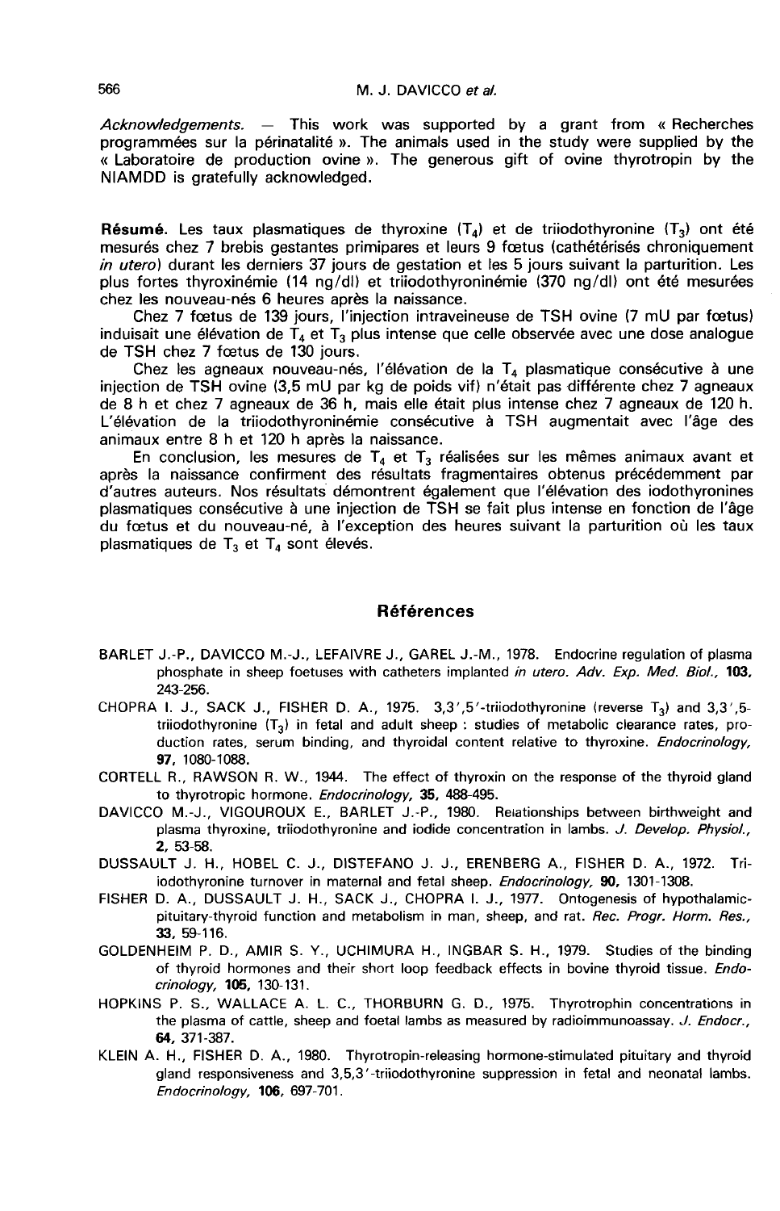*Acknowledgements.* — This work was supported by a grant from « Recherches programmées sur la périnatalité ». The animals used in the study were supplied by the « Laboratoire de production ovine ». The generous gift of ovine thyrotropin by the NIAMDD is gratefully acknowledged.

**Résumé.** Les taux plasmatiques de thyroxine ($T_4$) et de triiodothyronine ($T_3$) ont été mesurés chez 7 brebis gestantes primipares et leurs 9 fœtus (cathétérisés chroniquement *in utero*) durant les derniers 37 jours de gestation et les 5 jours suivant la parturition. Les plus fortes thyroxinémie (14 ng/dl) et triiodothyroninémie (370 ng/dl) ont été mesurées chez les nouveau-nés 6 heures après la naissance.

Chez 7 fœtus de 139 jours, l'injection intraveineuse de TSH ovine (7 mU par fœtus) induisait une élévation de $T_4$ et $T_3$ plus intense que celle observée avec une dose analogue de TSH chez 7 fœtus de 130 jours.

Chez les agneaux nouveau-nés, l'élévation de la $T_4$ plasmatique consécutive à une injection de TSH ovine (3,5 mU par kg de poids vif) n'était pas différente chez 7 agneaux de 8 h et chez 7 agneaux de 36 h, mais elle était plus intense chez 7 agneaux de 120 h. L'élévation de la triiodothyroninémie consécutive à TSH augmentait avec l'âge des animaux entre 8 h et 120 h après la naissance.

En conclusion, les mesures de $T_4$ et $T_3$ réalisées sur les mêmes animaux avant et après la naissance confirment des résultats fragmentaires obtenus précédemment par d'autres auteurs. Nos résultats démontrent également que l'élévation des iodothyronines plasmatiques consécutive à une injection de TSH se fait plus intense en fonction de l'âge du fœtus et du nouveau-né, à l'exception des heures suivant la parturition où les taux plasmatiques de $T_3$ et $T_4$ sont élevés.

## Références

BARLET J.-P., DAVICCO M.-J., LEFAIVRE J., GAREL J.-M., 1978. Endocrine regulation of plasma phosphate in sheep foetuses with catheters implanted *in utero*. *Adv. Exp. Med. Biol.*, **103**, 243-256.

CHOPRA I. J., SACK J., FISHER D. A., 1975. 3,3',5'-triiodothyronine (reverse $T_3$) and 3,3',5-triiodothyronine ($T_3$) in fetal and adult sheep : studies of metabolic clearance rates, production rates, serum binding, and thyroidal content relative to thyroxine. *Endocrinology*, **97**, 1080-1088.

CORTELL R., RAWSON R. W., 1944. The effect of thyroxin on the response of the thyroid gland to thyrotropic hormone. *Endocrinology*, **35**, 488-495.

DAVICCO M.-J., VIGOUROUX E., BARLET J.-P., 1980. Relationships between birthweight and plasma thyroxine, triiodothyronine and iodide concentration in lambs. *J. Develop. Physiol.*, **2**, 53-58.

DUSSAULT J. H., HOBEL C. J., DISTEFANO J. J., ERENBERG A., FISHER D. A., 1972. Triiodothyronine turnover in maternal and fetal sheep. *Endocrinology*, **90**, 1301-1308.

FISHER D. A., DUSSAULT J. H., SACK J., CHOPRA I. J., 1977. Ontogenesis of hypothalamic-pituitary-thyroid function and metabolism in man, sheep, and rat. *Rec. Progr. Horm. Res.*, **33**, 59-116.

GOLDENHEIM P. D., AMIR S. Y., UCHIMURA H., INGBAR S. H., 1979. Studies of the binding of thyroid hormones and their short loop feedback effects in bovine thyroid tissue. *Endocrinology*, **105**, 130-131.

HOPKINS P. S., WALLACE A. L. C., THORBURN G. D., 1975. Thyrotrophin concentrations in the plasma of cattle, sheep and foetal lambs as measured by radioimmunoassay. *J. Endocr.*, **64**, 371-387.

KLEIN A. H., FISHER D. A., 1980. Thyrotropin-releasing hormone-stimulated pituitary and thyroid gland responsiveness and 3,5,3'-triiodothyronine suppression in fetal and neonatal lambs. *Endocrinology*, **106**, 697-701.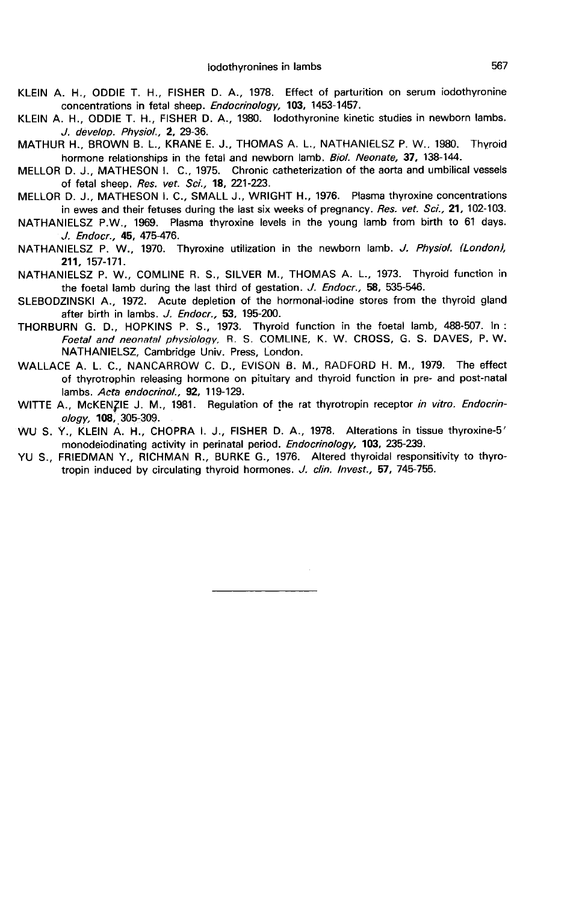KLEIN A. H., ODDIE T. H., FISHER D. A., 1978. Effect of parturition on serum iodothyronine concentrations in fetal sheep. *Endocrinology*, **103**, 1453-1457.

KLEIN A. H., ODDIE T. H., FISHER D. A., 1980. Iodothyronine kinetic studies in newborn lambs. *J. develop. Physiol.*, **2**, 29-36.

MATHUR H., BROWN B. L., KRANE E. J., THOMAS A. L., NATHANIELSZ P. W., 1980. Thyroid hormone relationships in the fetal and newborn lamb. *Biol. Neonate*, **37**, 138-144.

MELLOR D. J., MATHESON I. C., 1975. Chronic catheterization of the aorta and umbilical vessels of fetal sheep. *Res. vet. Sci.*, **18**, 221-223.

MELLOR D. J., MATHESON I. C., SMALL J., WRIGHT H., 1976. Plasma thyroxine concentrations in ewes and their fetuses during the last six weeks of pregnancy. *Res. vet. Sci.*, **21**, 102-103.

NATHANIELSZ P.W., 1969. Plasma thyroxine levels in the young lamb from birth to 61 days. *J. Endocr.*, **45**, 475-476.

NATHANIELSZ P. W., 1970. Thyroxine utilization in the newborn lamb. *J. Physiol. (London)*, **211**, 157-171.

NATHANIELSZ P. W., COMLINE R. S., SILVER M., THOMAS A. L., 1973. Thyroid function in the foetal lamb during the last third of gestation. *J. Endocr.*, **58**, 535-546.

SLEBODZINSKI A., 1972. Acute depletion of the hormonal-iodine stores from the thyroid gland after birth in lambs. *J. Endocr.*, **53**, 195-200.

THORBURN G. D., HOPKINS P. S., 1973. Thyroid function in the foetal lamb, 488-507. In : *Foetal and neonatal physiology*, R. S. COMLINE, K. W. CROSS, G. S. DAVES, P. W. NATHANIELSZ, Cambridge Univ. Press, London.

WALLACE A. L. C., NANCARROW C. D., EVISON B. M., RADFORD H. M., 1979. The effect of thyrotrophin releasing hormone on pituitary and thyroid function in pre- and post-natal lambs. *Acta endocrinol.*, **92**, 119-129.

WITTE A., McKENZIE J. M., 1981. Regulation of the rat thyrotropin receptor *in vitro*. *Endocrinology*, **108**, 305-309.

WU S. Y., KLEIN A. H., CHOPRA I. J., FISHER D. A., 1978. Alterations in tissue thyroxine-5′ monodeiodinating activity in perinatal period. *Endocrinology*, **103**, 235-239.

YU S., FRIEDMAN Y., RICHMAN R., BURKE G., 1976. Altered thyroidal responsitivity to thyrotropin induced by circulating thyroid hormones. *J. clin. Invest.*, **57**, 745-755.